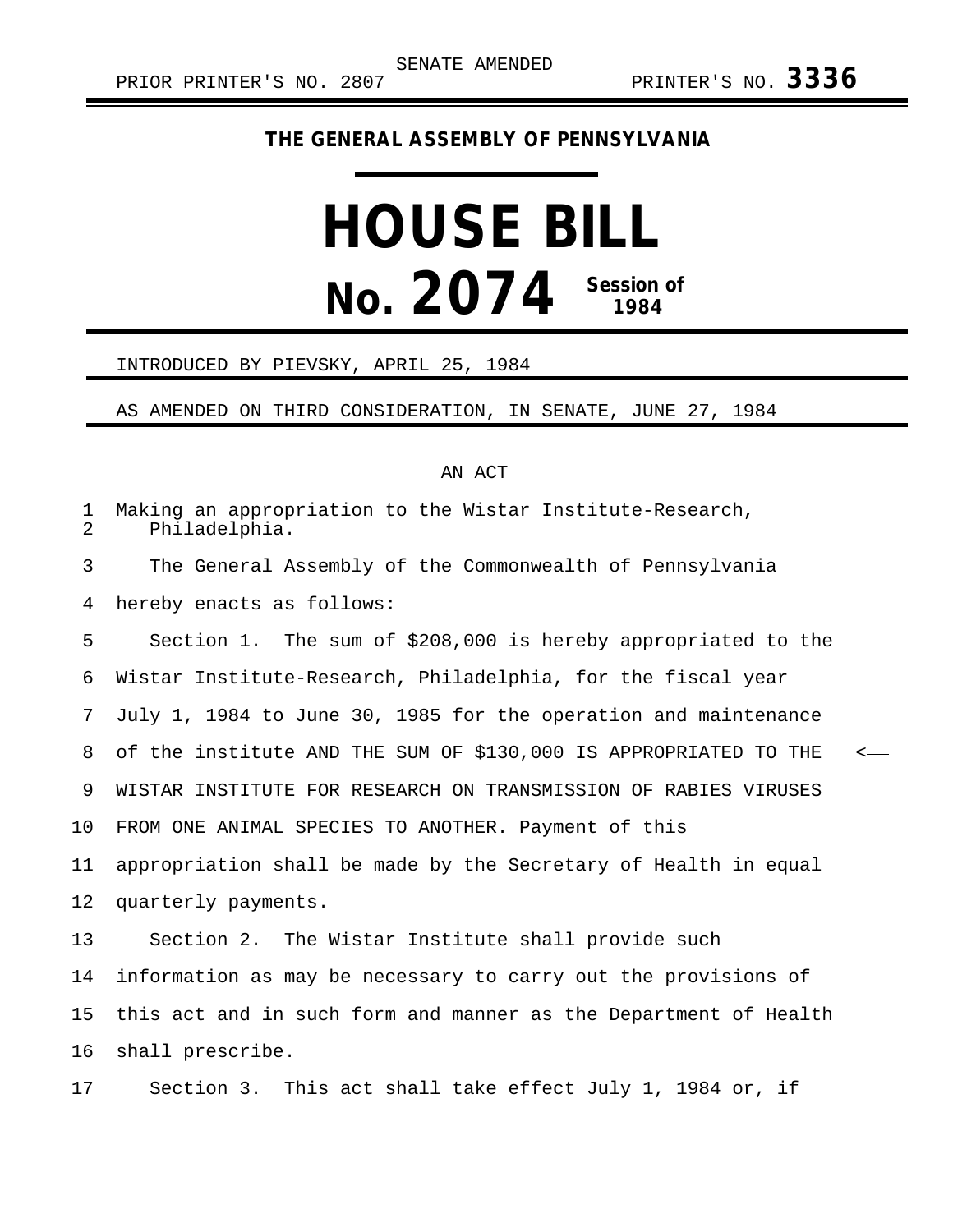SENATE AMENDED

PRIOR PRINTER'S NO. 2807 PRINTER'S NO. **3336**

**THE GENERAL ASSEMBLY OF PENNSYLVANIA**

# HOUSE BILL

# No. 2074 Session of 1984

INTRODUCED BY PIEVSKY, APRIL 25, 1984

AS AMENDED ON THIRD CONSIDERATION, IN SENATE, JUNE 27, 1984

AN ACT

Making an appropriation to the Wistar Institute-Research, Philadelphia.

The General Assembly of the Commonwealth of Pennsylvania hereby enacts as follows:

Section 1. The sum of $208,000 is hereby appropriated to the Wistar Institute-Research, Philadelphia, for the fiscal year July 1, 1984 to June 30, 1985 for the operation and maintenance of the institute AND THE SUM OF $130,000 IS APPROPRIATED TO THE WISTAR INSTITUTE FOR RESEARCH ON TRANSMISSION OF RABIES VIRUSES FROM ONE ANIMAL SPECIES TO ANOTHER. Payment of this appropriation shall be made by the Secretary of Health in equal quarterly payments.

Section 2. The Wistar Institute shall provide such information as may be necessary to carry out the provisions of this act and in such form and manner as the Department of Health shall prescribe.

Section 3. This act shall take effect July 1, 1984 or, if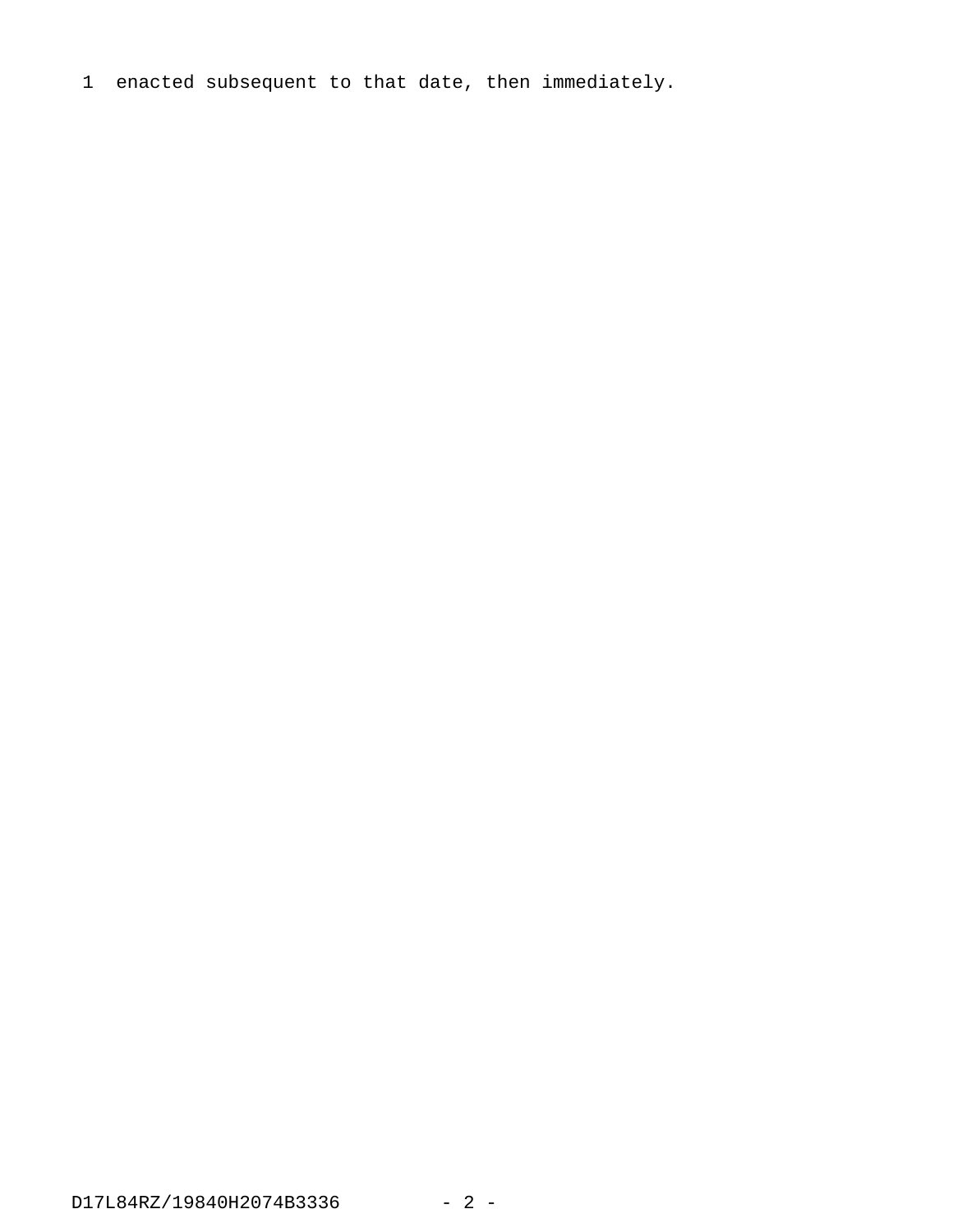enacted subsequent to that date, then immediately.